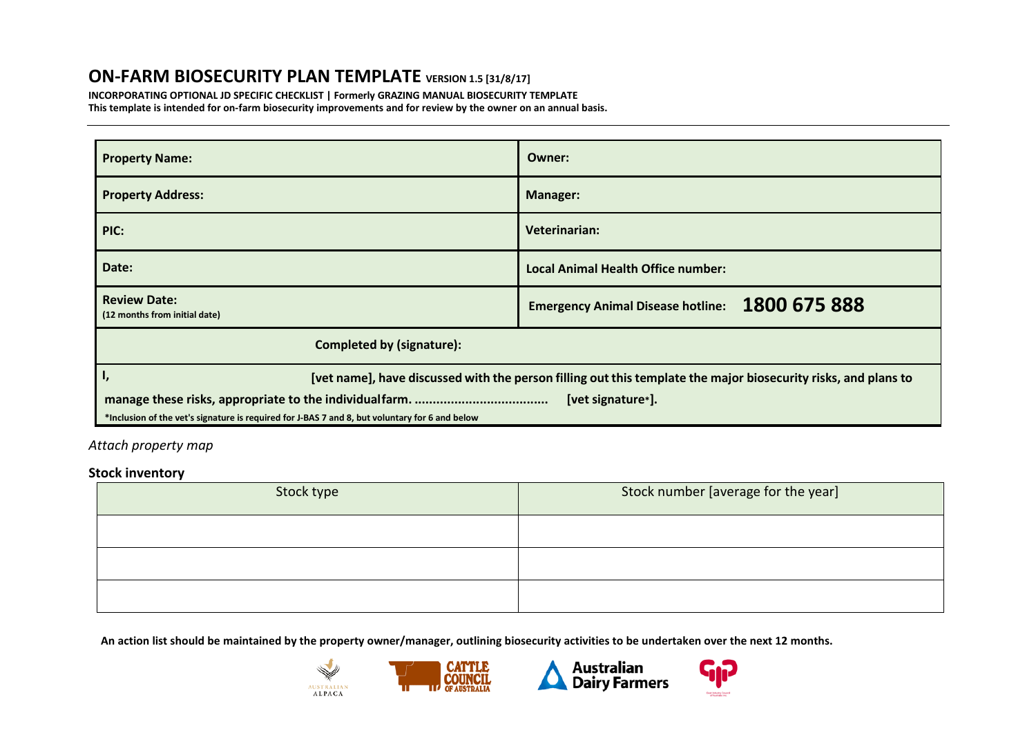# ON-FARM BIOSECURITY PLAN TEMPLATE VERSION 1.5 [31/8/17]

**INCORPORATING OPTIONAL JD SPECIFIC CHECKLIST | Formerly GRAZING MANUAL BIOSECURITY TEMPLATE**

**This template is intended for on-farm biosecurity improvements and for review by the owner on an annual basis.**

| | |
|---|---|
| **Property Name:** | **Owner:** |
| **Property Address:** | **Manager:** |
| **PIC:** | **Veterinarian:** |
| **Date:** | **Local Animal Health Office number:** |
| **Review Date:** (12 months from initial date) | **Emergency Animal Disease hotline: 1800 675 888** |
| **Completed by (signature):** | |
| **I, [vet name], have discussed with the person filling out this template the major biosecurity risks, and plans to manage these risks, appropriate to the individual farm. .................................... [vet signature*].** *Inclusion of the vet's signature is required for J-BAS 7 and 8, but voluntary for 6 and below | |

*Attach property map*

**Stock inventory**

| Stock type | Stock number [average for the year] |
|---|---|
| | |
| | |
| | |

**An action list should be maintained by the property owner/manager, outlining biosecurity activities to be undertaken over the next 12 months.**

AUSTRALIAN ALPACA | CATTLE COUNCIL OF AUSTRALIA | Australian Dairy Farmers | Goat Industry Council of Australia Inc.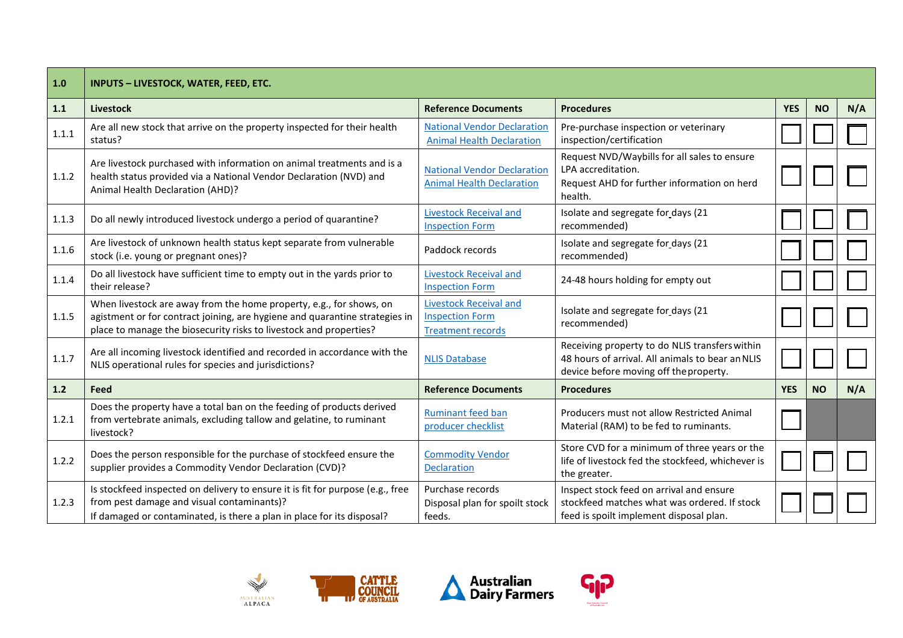| 1.0 | INPUTS – LIVESTOCK, WATER, FEED, ETC. | | | | | |
|---|---|---|---|---|---|---|
| **1.1** | **Livestock** | **Reference Documents** | **Procedures** | **YES** | **NO** | **N/A** |
| 1.1.1 | Are all new stock that arrive on the property inspected for their health status? | National Vendor Declaration<br>Animal Health Declaration | Pre-purchase inspection or veterinary inspection/certification | ☐ | ☐ | ☐ |
| 1.1.2 | Are livestock purchased with information on animal treatments and is a health status provided via a National Vendor Declaration (NVD) and Animal Health Declaration (AHD)? | National Vendor Declaration<br>Animal Health Declaration | Request NVD/Waybills for all sales to ensure LPA accreditation.<br>Request AHD for further information on herd health. | ☐ | ☐ | ☐ |
| 1.1.3 | Do all newly introduced livestock undergo a period of quarantine? | Livestock Receival and Inspection Form | Isolate and segregate for_days (21 recommended) | ☐ | ☐ | ☐ |
| 1.1.6 | Are livestock of unknown health status kept separate from vulnerable stock (i.e. young or pregnant ones)? | Paddock records | Isolate and segregate for_days (21 recommended) | ☐ | ☐ | ☐ |
| 1.1.4 | Do all livestock have sufficient time to empty out in the yards prior to their release? | Livestock Receival and Inspection Form | 24-48 hours holding for empty out | ☐ | ☐ | ☐ |
| 1.1.5 | When livestock are away from the home property, e.g., for shows, on agistment or for contract joining, are hygiene and quarantine strategies in place to manage the biosecurity risks to livestock and properties? | Livestock Receival and Inspection Form<br>Treatment records | Isolate and segregate for_days (21 recommended) | ☐ | ☐ | ☐ |
| 1.1.7 | Are all incoming livestock identified and recorded in accordance with the NLIS operational rules for species and jurisdictions? | NLIS Database | Receiving property to do NLIS transfers within 48 hours of arrival. All animals to bear an NLIS device before moving off the property. | ☐ | ☐ | ☐ |
| **1.2** | **Feed** | **Reference Documents** | **Procedures** | **YES** | **NO** | **N/A** |
| 1.2.1 | Does the property have a total ban on the feeding of products derived from vertebrate animals, excluding tallow and gelatine, to ruminant livestock? | Ruminant feed ban producer checklist | Producers must not allow Restricted Animal Material (RAM) to be fed to ruminants. | ☐ | | |
| 1.2.2 | Does the person responsible for the purchase of stockfeed ensure the supplier provides a Commodity Vendor Declaration (CVD)? | Commodity Vendor Declaration | Store CVD for a minimum of three years or the life of livestock fed the stockfeed, whichever is the greater. | ☐ | ☐ | ☐ |
| 1.2.3 | Is stockfeed inspected on delivery to ensure it is fit for purpose (e.g., free from pest damage and visual contaminants)?<br>If damaged or contaminated, is there a plan in place for its disposal? | Purchase records<br>Disposal plan for spoilt stock feeds. | Inspect stock feed on arrival and ensure stockfeed matches what was ordered. If stock feed is spoilt implement disposal plan. | ☐ | ☐ | ☐ |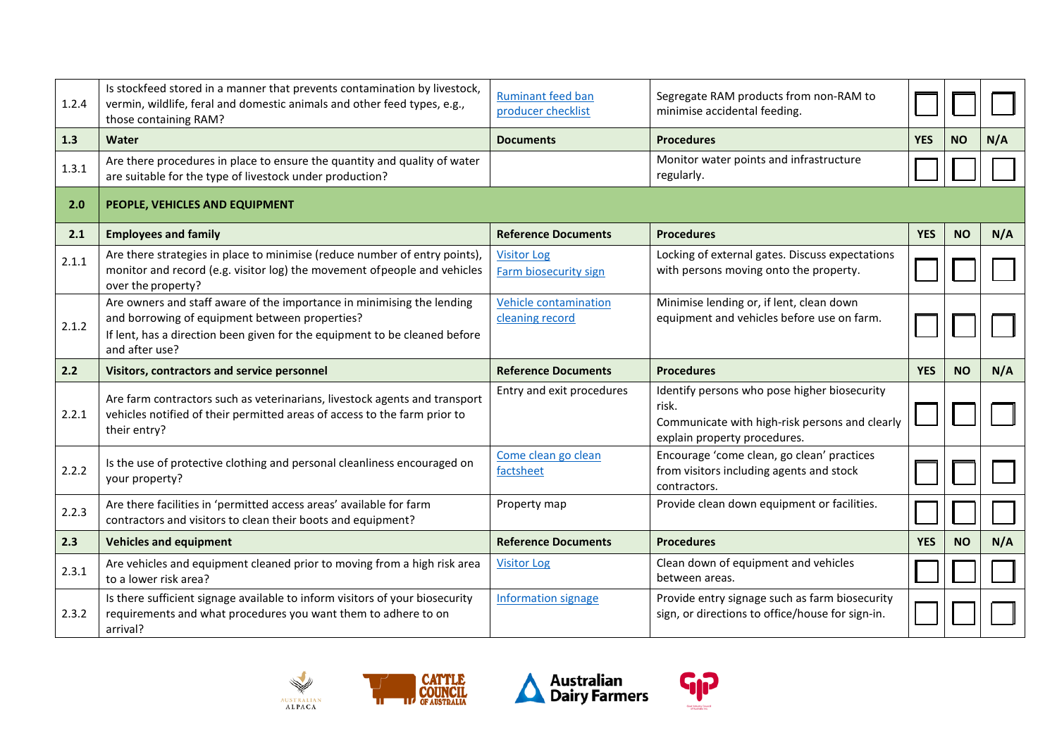| | | | | | | |
|---|---|---|---|---|---|---|
| 1.2.4 | Is stockfeed stored in a manner that prevents contamination by livestock, vermin, wildlife, feral and domestic animals and other feed types, e.g., those containing RAM? | Ruminant feed ban producer checklist | Segregate RAM products from non-RAM to minimise accidental feeding. | ☐ | ☐ | ☐ |
| **1.3** | **Water** | **Documents** | **Procedures** | **YES** | **NO** | **N/A** |
| 1.3.1 | Are there procedures in place to ensure the quantity and quality of water are suitable for the type of livestock under production? | | Monitor water points and infrastructure regularly. | ☐ | ☐ | ☐ |
| **2.0** | **PEOPLE, VEHICLES AND EQUIPMENT** | | | | | |
| **2.1** | **Employees and family** | **Reference Documents** | **Procedures** | **YES** | **NO** | **N/A** |
| 2.1.1 | Are there strategies in place to minimise (reduce number of entry points), monitor and record (e.g. visitor log) the movement of people and vehicles over the property? | Visitor Log<br>Farm biosecurity sign | Locking of external gates. Discuss expectations with persons moving onto the property. | ☐ | ☐ | ☐ |
| 2.1.2 | Are owners and staff aware of the importance in minimising the lending and borrowing of equipment between properties?<br>If lent, has a direction been given for the equipment to be cleaned before and after use? | Vehicle contamination cleaning record | Minimise lending or, if lent, clean down equipment and vehicles before use on farm. | ☐ | ☐ | ☐ |
| **2.2** | **Visitors, contractors and service personnel** | **Reference Documents** | **Procedures** | **YES** | **NO** | **N/A** |
| 2.2.1 | Are farm contractors such as veterinarians, livestock agents and transport vehicles notified of their permitted areas of access to the farm prior to their entry? | Entry and exit procedures | Identify persons who pose higher biosecurity risk.<br>Communicate with high-risk persons and clearly explain property procedures. | ☐ | ☐ | ☐ |
| 2.2.2 | Is the use of protective clothing and personal cleanliness encouraged on your property? | Come clean go clean factsheet | Encourage 'come clean, go clean' practices from visitors including agents and stock contractors. | ☐ | ☐ | ☐ |
| 2.2.3 | Are there facilities in 'permitted access areas' available for farm contractors and visitors to clean their boots and equipment? | Property map | Provide clean down equipment or facilities. | ☐ | ☐ | ☐ |
| **2.3** | **Vehicles and equipment** | **Reference Documents** | **Procedures** | **YES** | **NO** | **N/A** |
| 2.3.1 | Are vehicles and equipment cleaned prior to moving from a high risk area to a lower risk area? | Visitor Log | Clean down of equipment and vehicles between areas. | ☐ | ☐ | ☐ |
| 2.3.2 | Is there sufficient signage available to inform visitors of your biosecurity requirements and what procedures you want them to adhere to on arrival? | Information signage | Provide entry signage such as farm biosecurity sign, or directions to office/house for sign-in. | ☐ | ☐ | ☐ |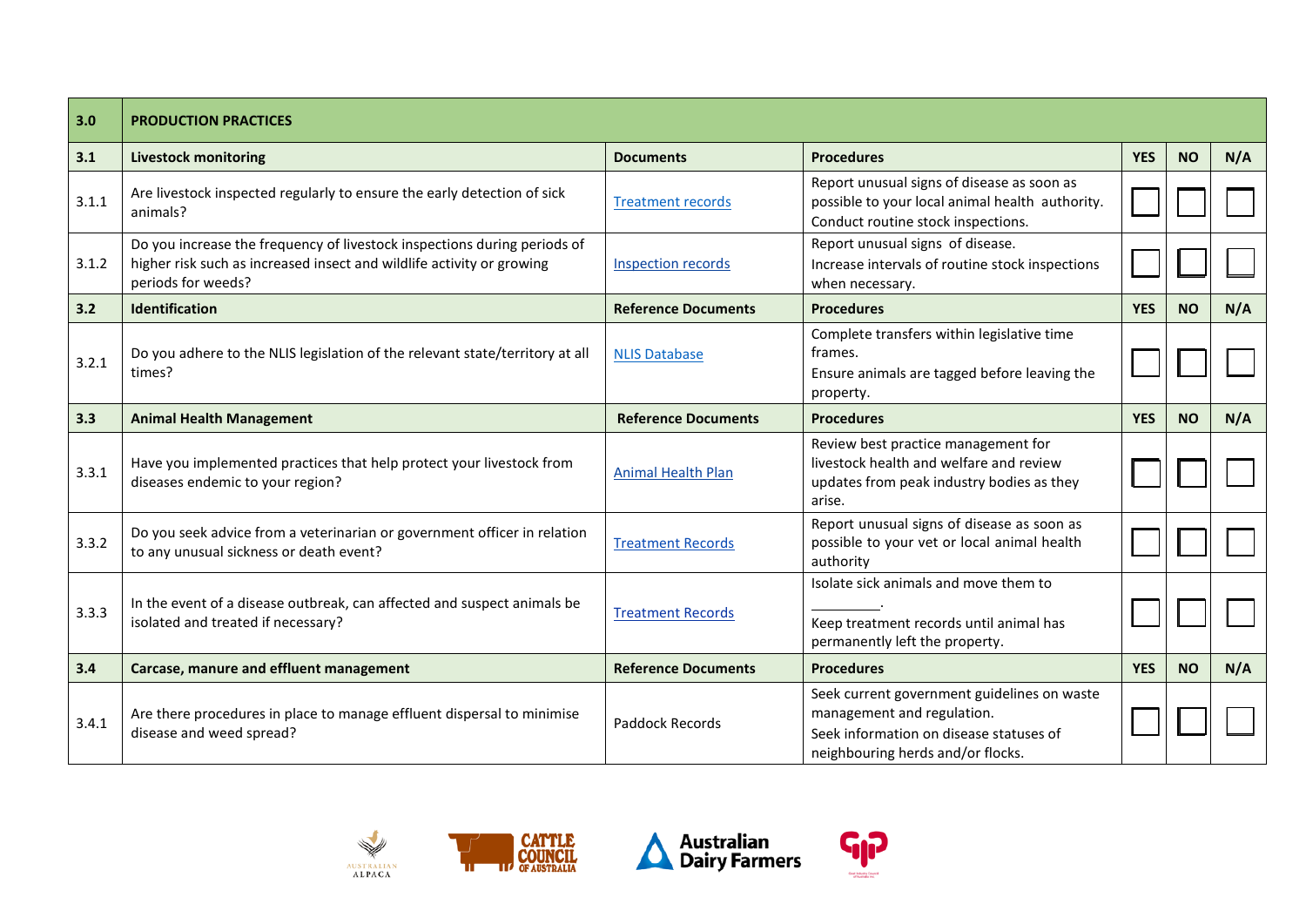| 3.0 | PRODUCTION PRACTICES | | | | | |
|---|---|---|---|---|---|---|
| **3.1** | **Livestock monitoring** | **Documents** | **Procedures** | **YES** | **NO** | **N/A** |
| 3.1.1 | Are livestock inspected regularly to ensure the early detection of sick animals? | Treatment records | Report unusual signs of disease as soon as possible to your local animal health authority. Conduct routine stock inspections. | ☐ | ☐ | ☐ |
| 3.1.2 | Do you increase the frequency of livestock inspections during periods of higher risk such as increased insect and wildlife activity or growing periods for weeds? | Inspection records | Report unusual signs of disease. Increase intervals of routine stock inspections when necessary. | ☐ | ☐ | ☐ |
| **3.2** | **Identification** | **Reference Documents** | **Procedures** | **YES** | **NO** | **N/A** |
| 3.2.1 | Do you adhere to the NLIS legislation of the relevant state/territory at all times? | NLIS Database | Complete transfers within legislative time frames. Ensure animals are tagged before leaving the property. | ☐ | ☐ | ☐ |
| **3.3** | **Animal Health Management** | **Reference Documents** | **Procedures** | **YES** | **NO** | **N/A** |
| 3.3.1 | Have you implemented practices that help protect your livestock from diseases endemic to your region? | Animal Health Plan | Review best practice management for livestock health and welfare and review updates from peak industry bodies as they arise. | ☐ | ☐ | ☐ |
| 3.3.2 | Do you seek advice from a veterinarian or government officer in relation to any unusual sickness or death event? | Treatment Records | Report unusual signs of disease as soon as possible to your vet or local animal health authority | ☐ | ☐ | ☐ |
| 3.3.3 | In the event of a disease outbreak, can affected and suspect animals be isolated and treated if necessary? | Treatment Records | Isolate sick animals and move them to ________. Keep treatment records until animal has permanently left the property. | ☐ | ☐ | ☐ |
| **3.4** | **Carcase, manure and effluent management** | **Reference Documents** | **Procedures** | **YES** | **NO** | **N/A** |
| 3.4.1 | Are there procedures in place to manage effluent dispersal to minimise disease and weed spread? | Paddock Records | Seek current government guidelines on waste management and regulation. Seek information on disease statuses of neighbouring herds and/or flocks. | ☐ | ☐ | ☐ |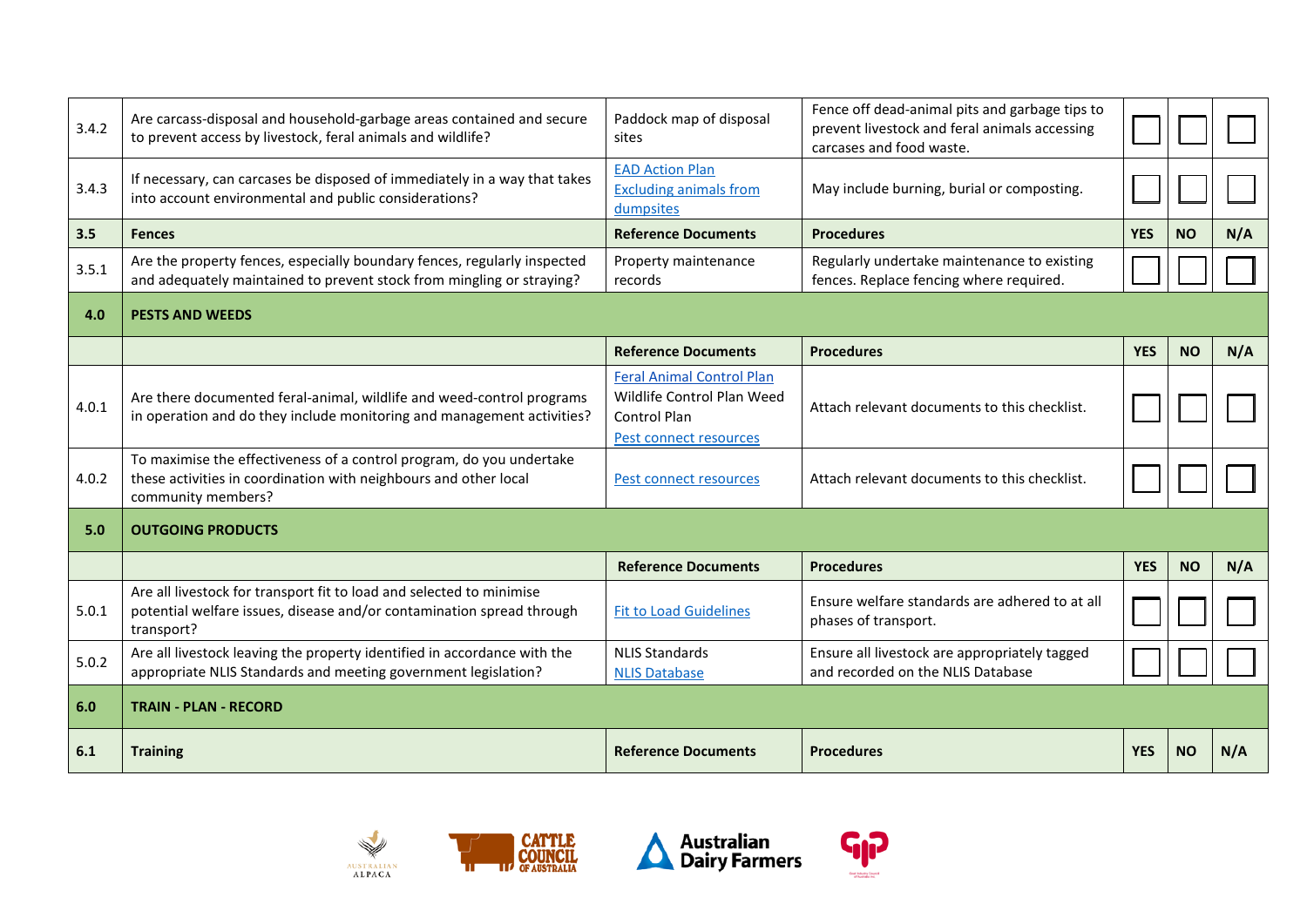| | | | | | | |
|---|---|---|---|---|---|---|
| 3.4.2 | Are carcass-disposal and household-garbage areas contained and secure to prevent access by livestock, feral animals and wildlife? | Paddock map of disposal sites | Fence off dead-animal pits and garbage tips to prevent livestock and feral animals accessing carcases and food waste. | ☐ | ☐ | ☐ |
| 3.4.3 | If necessary, can carcases be disposed of immediately in a way that takes into account environmental and public considerations? | EAD Action Plan<br>Excluding animals from dumpsites | May include burning, burial or composting. | ☐ | ☐ | ☐ |
| **3.5** | **Fences** | **Reference Documents** | **Procedures** | **YES** | **NO** | **N/A** |
| 3.5.1 | Are the property fences, especially boundary fences, regularly inspected and adequately maintained to prevent stock from mingling or straying? | Property maintenance records | Regularly undertake maintenance to existing fences. Replace fencing where required. | ☐ | ☐ | ☐ |
| **4.0** | **PESTS AND WEEDS** | | | | | |
| | | **Reference Documents** | **Procedures** | **YES** | **NO** | **N/A** |
| 4.0.1 | Are there documented feral-animal, wildlife and weed-control programs in operation and do they include monitoring and management activities? | Feral Animal Control Plan<br>Wildlife Control Plan Weed Control Plan<br>Pest connect resources | Attach relevant documents to this checklist. | ☐ | ☐ | ☐ |
| 4.0.2 | To maximise the effectiveness of a control program, do you undertake these activities in coordination with neighbours and other local community members? | Pest connect resources | Attach relevant documents to this checklist. | ☐ | ☐ | ☐ |
| **5.0** | **OUTGOING PRODUCTS** | | | | | |
| | | **Reference Documents** | **Procedures** | **YES** | **NO** | **N/A** |
| 5.0.1 | Are all livestock for transport fit to load and selected to minimise potential welfare issues, disease and/or contamination spread through transport? | Fit to Load Guidelines | Ensure welfare standards are adhered to at all phases of transport. | ☐ | ☐ | ☐ |
| 5.0.2 | Are all livestock leaving the property identified in accordance with the appropriate NLIS Standards and meeting government legislation? | NLIS Standards<br>NLIS Database | Ensure all livestock are appropriately tagged and recorded on the NLIS Database | ☐ | ☐ | ☐ |
| **6.0** | **TRAIN - PLAN - RECORD** | | | | | |
| **6.1** | **Training** | **Reference Documents** | **Procedures** | **YES** | **NO** | **N/A** |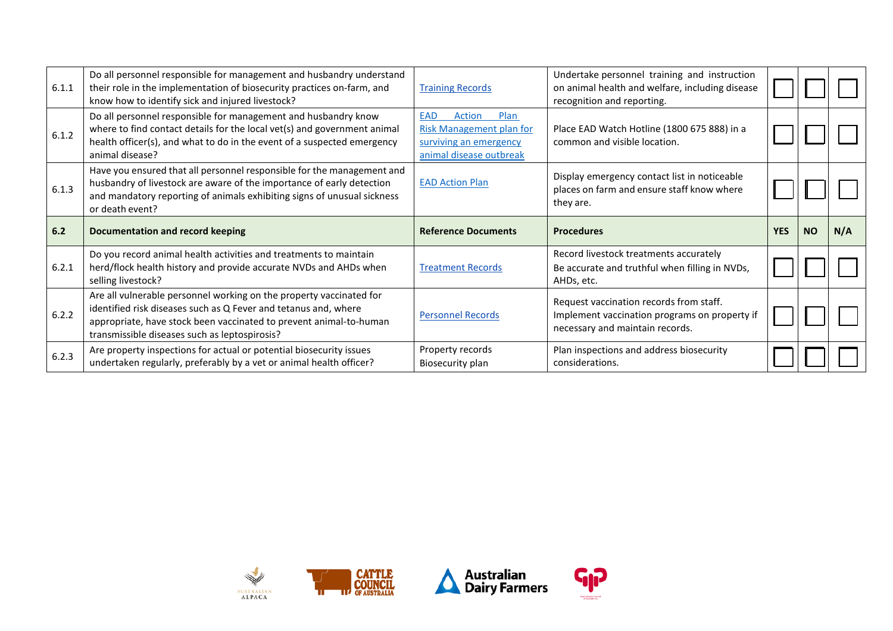| | | | | | | |
|---|---|---|---|---|---|---|
| 6.1.1 | Do all personnel responsible for management and husbandry understand their role in the implementation of biosecurity practices on-farm, and know how to identify sick and injured livestock? | Training Records | Undertake personnel training and instruction on animal health and welfare, including disease recognition and reporting. | ☐ | ☐ | ☐ |
| 6.1.2 | Do all personnel responsible for management and husbandry know where to find contact details for the local vet(s) and government animal health officer(s), and what to do in the event of a suspected emergency animal disease? | EAD Action Plan<br>Risk Management plan for surviving an emergency animal disease outbreak | Place EAD Watch Hotline (1800 675 888) in a common and visible location. | ☐ | ☐ | ☐ |
| 6.1.3 | Have you ensured that all personnel responsible for the management and husbandry of livestock are aware of the importance of early detection and mandatory reporting of animals exhibiting signs of unusual sickness or death event? | EAD Action Plan | Display emergency contact list in noticeable places on farm and ensure staff know where they are. | ☐ | ☐ | ☐ |
| **6.2** | **Documentation and record keeping** | **Reference Documents** | **Procedures** | **YES** | **NO** | **N/A** |
| 6.2.1 | Do you record animal health activities and treatments to maintain herd/flock health history and provide accurate NVDs and AHDs when selling livestock? | Treatment Records | Record livestock treatments accurately<br>Be accurate and truthful when filling in NVDs, AHDs, etc. | ☐ | ☐ | ☐ |
| 6.2.2 | Are all vulnerable personnel working on the property vaccinated for identified risk diseases such as Q Fever and tetanus and, where appropriate, have stock been vaccinated to prevent animal-to-human transmissible diseases such as leptospirosis? | Personnel Records | Request vaccination records from staff.<br>Implement vaccination programs on property if necessary and maintain records. | ☐ | ☐ | ☐ |
| 6.2.3 | Are property inspections for actual or potential biosecurity issues undertaken regularly, preferably by a vet or animal health officer? | Property records<br>Biosecurity plan | Plan inspections and address biosecurity considerations. | ☐ | ☐ | ☐ |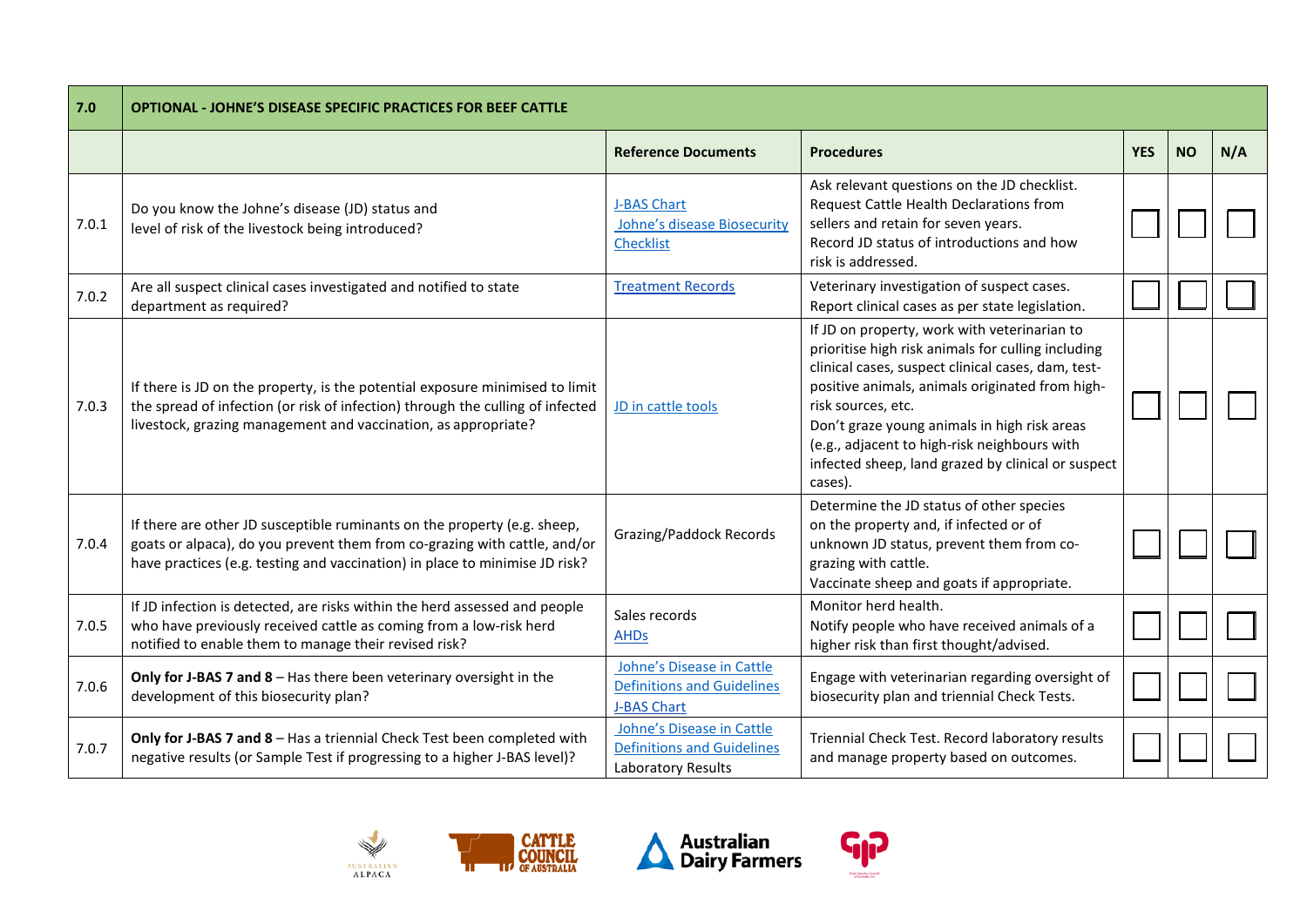| 7.0 | OPTIONAL - JOHNE'S DISEASE SPECIFIC PRACTICES FOR BEEF CATTLE | | | | | |
|---|---|---|---|---|---|---|
| | | **Reference Documents** | **Procedures** | **YES** | **NO** | **N/A** |
| 7.0.1 | Do you know the Johne's disease (JD) status and level of risk of the livestock being introduced? | J-BAS Chart<br>Johne's disease Biosecurity Checklist | Ask relevant questions on the JD checklist.<br>Request Cattle Health Declarations from sellers and retain for seven years.<br>Record JD status of introductions and how risk is addressed. | ☐ | ☐ | ☐ |
| 7.0.2 | Are all suspect clinical cases investigated and notified to state department as required? | Treatment Records | Veterinary investigation of suspect cases.<br>Report clinical cases as per state legislation. | ☐ | ☐ | ☐ |
| 7.0.3 | If there is JD on the property, is the potential exposure minimised to limit the spread of infection (or risk of infection) through the culling of infected livestock, grazing management and vaccination, as appropriate? | JD in cattle tools | If JD on property, work with veterinarian to prioritise high risk animals for culling including clinical cases, suspect clinical cases, dam, test-positive animals, animals originated from high-risk sources, etc.<br>Don't graze young animals in high risk areas (e.g., adjacent to high-risk neighbours with infected sheep, land grazed by clinical or suspect cases). | ☐ | ☐ | ☐ |
| 7.0.4 | If there are other JD susceptible ruminants on the property (e.g. sheep, goats or alpaca), do you prevent them from co-grazing with cattle, and/or have practices (e.g. testing and vaccination) in place to minimise JD risk? | Grazing/Paddock Records | Determine the JD status of other species on the property and, if infected or of unknown JD status, prevent them from co-grazing with cattle.<br>Vaccinate sheep and goats if appropriate. | ☐ | ☐ | ☐ |
| 7.0.5 | If JD infection is detected, are risks within the herd assessed and people who have previously received cattle as coming from a low-risk herd notified to enable them to manage their revised risk? | Sales records<br>AHDs | Monitor herd health.<br>Notify people who have received animals of a higher risk than first thought/advised. | ☐ | ☐ | ☐ |
| 7.0.6 | **Only for J-BAS 7 and 8** – Has there been veterinary oversight in the development of this biosecurity plan? | Johne's Disease in Cattle Definitions and Guidelines<br>J-BAS Chart | Engage with veterinarian regarding oversight of biosecurity plan and triennial Check Tests. | ☐ | ☐ | ☐ |
| 7.0.7 | **Only for J-BAS 7 and 8** – Has a triennial Check Test been completed with negative results (or Sample Test if progressing to a higher J-BAS level)? | Johne's Disease in Cattle Definitions and Guidelines<br>Laboratory Results | Triennial Check Test. Record laboratory results and manage property based on outcomes. | ☐ | ☐ | ☐ |